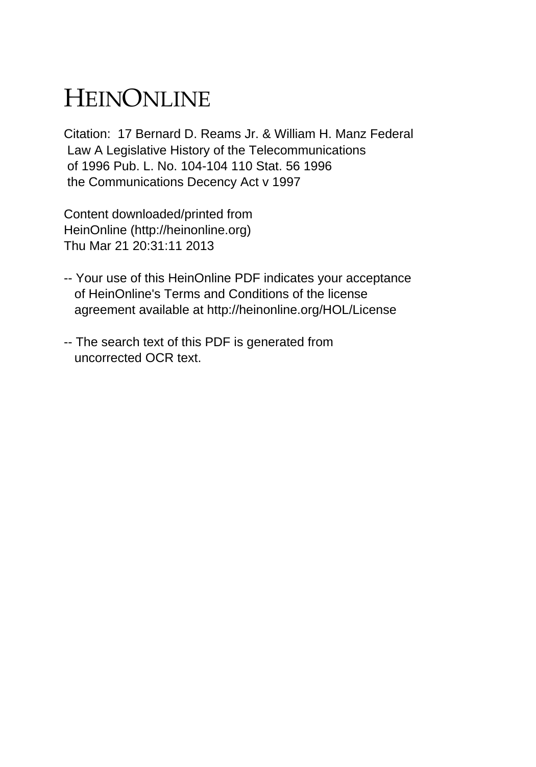# HEINONLINE

Citation: 17 Bernard D. Reams Jr. & William H. Manz Federal Law A Legislative History of the Telecommunications of 1996 Pub. L. No. 104-104 110 Stat. 56 1996 the Communications Decency Act v 1997

Content downloaded/printed from HeinOnline (http://heinonline.org) Thu Mar 21 20:31:11 2013

-- Your use of this HeinOnline PDF indicates your acceptance of HeinOnline's Terms and Conditions of the license agreement available at http://heinonline.org/HOL/License

-- The search text of this PDF is generated from uncorrected OCR text.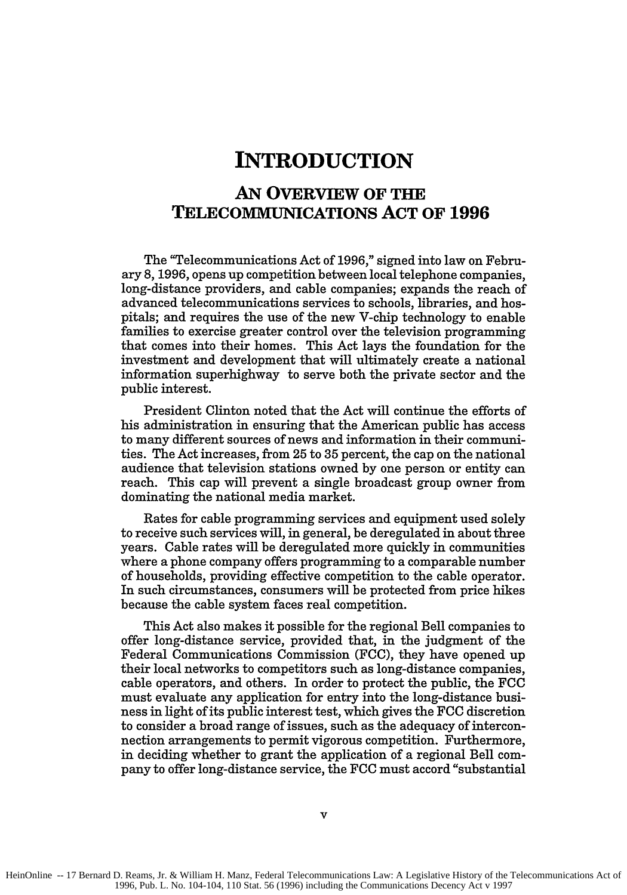# INTRODUCTION

## AN OVERVIEW OF THE TELECOMMUNICATIONS ACT OF 1996

The "Telecommunications Act of 1996," signed into law on February 8, 1996, opens up competition between local telephone companies, long-distance providers, and cable companies; expands the reach of advanced telecommunications services to schools, libraries, and hospitals; and requires the use of the new V-chip technology to enable families to exercise greater control over the television programming that comes into their homes. This Act lays the foundation for the investment and development that will ultimately create a national information superhighway to serve both the private sector and the public interest.

President Clinton noted that the Act will continue the efforts of his administration in ensuring that the American public has access to many different sources of news and information in their communities. The Act increases, from 25 to 35 percent, the cap on the national audience that television stations owned by one person or entity can reach. This cap will prevent a single broadcast group owner from dominating the national media market.

Rates for cable programming services and equipment used solely to receive such services will, in general, be deregulated in about three years. Cable rates will be deregulated more quickly in communities where a phone company offers programming to a comparable number of households, providing effective competition to the cable operator. In such circumstances, consumers will be protected from price hikes because the cable system faces real competition.

This Act also makes it possible for the regional Bell companies to offer long-distance service, provided that, in the judgment of the Federal Communications Commission (FCC), they have opened up their local networks to competitors such as long-distance companies, cable operators, and others. In order to protect the public, the FCC must evaluate any application for entry into the long-distance business in light of its public interest test, which gives the FCC discretion to consider a broad range of issues, such as the adequacy of interconnection arrangements to permit vigorous competition. Furthermore, in deciding whether to grant the application of a regional Bell company to offer long-distance service, the FCC must accord "substantial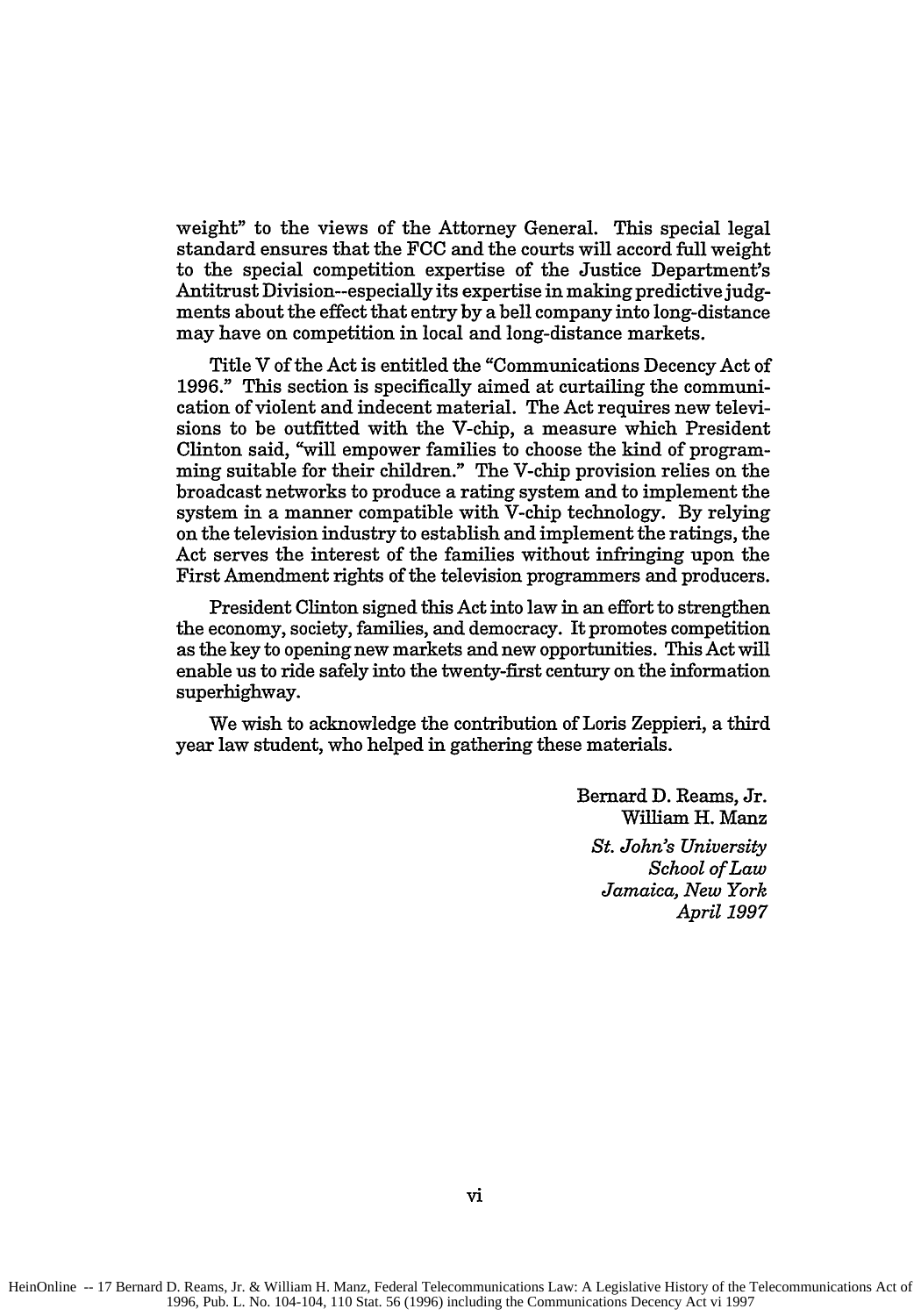weight" to the views of the Attorney General. This special legal standard ensures that the FCC and the courts will accord full weight to the special competition expertise of the Justice Department's Antitrust Division--especially its expertise in making predictive judgments about the effect that entry by a bell company into long-distance may have on competition in local and long-distance markets.

Title V of the Act is entitled the "Communications Decency Act of 1996." This section is specifically aimed at curtailing the communication of violent and indecent material. The Act requires new televisions to be outfitted with the V-chip, a measure which President Clinton said, "will empower families to choose the kind of programming suitable for their children." The V-chip provision relies on the broadcast networks to produce a rating system and to implement the system in a manner compatible with V-chip technology. By relying on the television industry to establish and implement the ratings, the Act serves the interest of the families without infringing upon the First Amendment rights of the television programmers and producers.

President Clinton signed this Act into law in an effort to strengthen the economy, society, families, and democracy. It promotes competition as the key to opening new markets and new opportunities. This Act will enable us to ride safely into the twenty-first century on the information superhighway.

We wish to acknowledge the contribution of Loris Zeppieri, a third year law student, who helped in gathering these materials.

Bernard D. Reams, Jr.
William H. Manz

*St. John's University*
*School of Law*
*Jamaica, New York*
*April 1997*